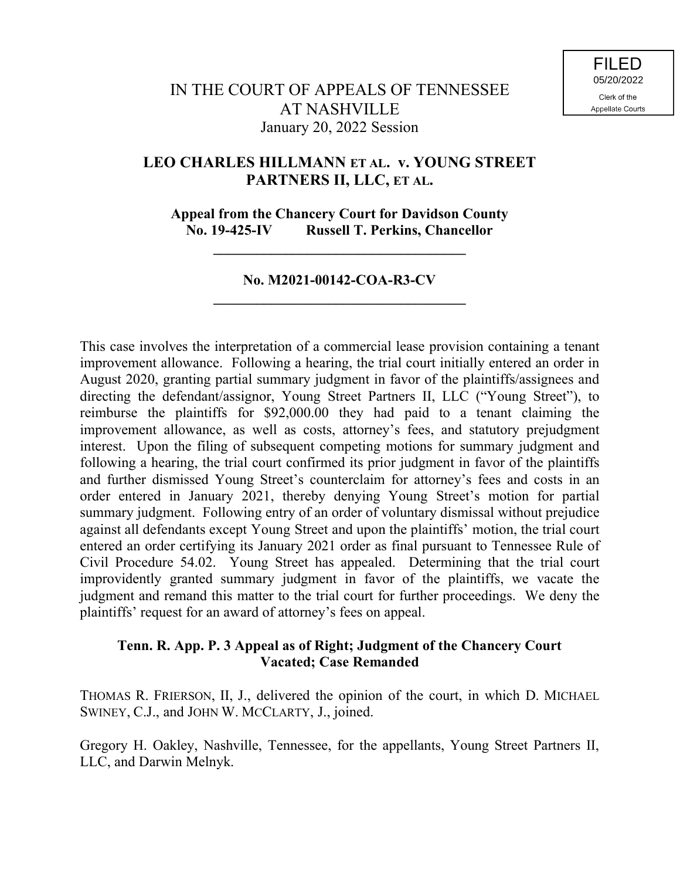FILED
05/20/2022
Clerk of the
Appellate Courts

# IN THE COURT OF APPEALS OF TENNESSEE AT NASHVILLE

January 20, 2022 Session

## LEO CHARLES HILLMANN ET AL. v. YOUNG STREET PARTNERS II, LLC, ET AL.

**Appeal from the Chancery Court for Davidson County**
**No. 19-425-IV Russell T. Perkins, Chancellor**

---

**No. M2021-00142-COA-R3-CV**

---

This case involves the interpretation of a commercial lease provision containing a tenant improvement allowance. Following a hearing, the trial court initially entered an order in August 2020, granting partial summary judgment in favor of the plaintiffs/assignees and directing the defendant/assignor, Young Street Partners II, LLC ("Young Street"), to reimburse the plaintiffs for $92,000.00 they had paid to a tenant claiming the improvement allowance, as well as costs, attorney's fees, and statutory prejudgment interest. Upon the filing of subsequent competing motions for summary judgment and following a hearing, the trial court confirmed its prior judgment in favor of the plaintiffs and further dismissed Young Street's counterclaim for attorney's fees and costs in an order entered in January 2021, thereby denying Young Street's motion for partial summary judgment. Following entry of an order of voluntary dismissal without prejudice against all defendants except Young Street and upon the plaintiffs' motion, the trial court entered an order certifying its January 2021 order as final pursuant to Tennessee Rule of Civil Procedure 54.02. Young Street has appealed. Determining that the trial court improvidently granted summary judgment in favor of the plaintiffs, we vacate the judgment and remand this matter to the trial court for further proceedings. We deny the plaintiffs' request for an award of attorney's fees on appeal.

**Tenn. R. App. P. 3 Appeal as of Right; Judgment of the Chancery Court Vacated; Case Remanded**

THOMAS R. FRIERSON, II, J., delivered the opinion of the court, in which D. MICHAEL SWINEY, C.J., and JOHN W. MCCLARTY, J., joined.

Gregory H. Oakley, Nashville, Tennessee, for the appellants, Young Street Partners II, LLC, and Darwin Melnyk.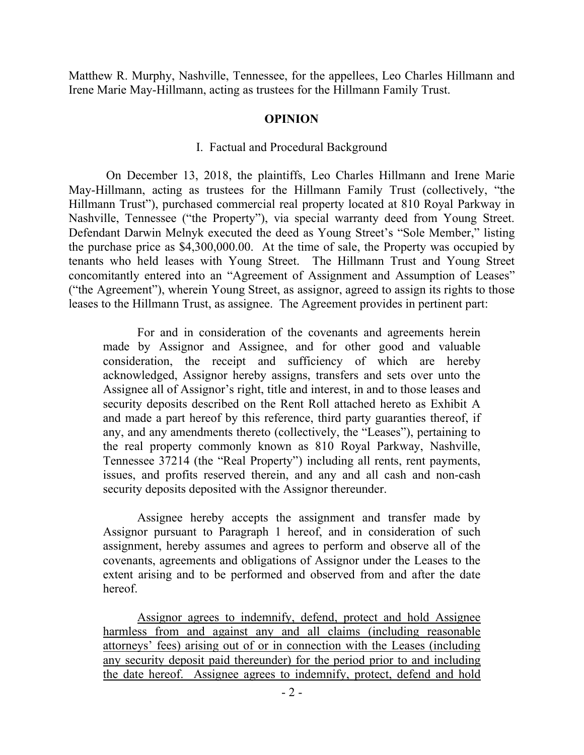Matthew R. Murphy, Nashville, Tennessee, for the appellees, Leo Charles Hillmann and Irene Marie May-Hillmann, acting as trustees for the Hillmann Family Trust.

## OPINION

### I. Factual and Procedural Background

On December 13, 2018, the plaintiffs, Leo Charles Hillmann and Irene Marie May-Hillmann, acting as trustees for the Hillmann Family Trust (collectively, "the Hillmann Trust"), purchased commercial real property located at 810 Royal Parkway in Nashville, Tennessee ("the Property"), via special warranty deed from Young Street. Defendant Darwin Melnyk executed the deed as Young Street's "Sole Member," listing the purchase price as $4,300,000.00. At the time of sale, the Property was occupied by tenants who held leases with Young Street. The Hillmann Trust and Young Street concomitantly entered into an "Agreement of Assignment and Assumption of Leases" ("the Agreement"), wherein Young Street, as assignor, agreed to assign its rights to those leases to the Hillmann Trust, as assignee. The Agreement provides in pertinent part:

> For and in consideration of the covenants and agreements herein made by Assignor and Assignee, and for other good and valuable consideration, the receipt and sufficiency of which are hereby acknowledged, Assignor hereby assigns, transfers and sets over unto the Assignee all of Assignor's right, title and interest, in and to those leases and security deposits described on the Rent Roll attached hereto as Exhibit A and made a part hereof by this reference, third party guaranties thereof, if any, and any amendments thereto (collectively, the "Leases"), pertaining to the real property commonly known as 810 Royal Parkway, Nashville, Tennessee 37214 (the "Real Property") including all rents, rent payments, issues, and profits reserved therein, and any and all cash and non-cash security deposits deposited with the Assignor thereunder.
>
> Assignee hereby accepts the assignment and transfer made by Assignor pursuant to Paragraph 1 hereof, and in consideration of such assignment, hereby assumes and agrees to perform and observe all of the covenants, agreements and obligations of Assignor under the Leases to the extent arising and to be performed and observed from and after the date hereof.
>
> <u>Assignor agrees to indemnify, defend, protect and hold Assignee harmless from and against any and all claims (including reasonable attorneys' fees) arising out of or in connection with the Leases (including any security deposit paid thereunder) for the period prior to and including the date hereof. Assignee agrees to indemnify, protect, defend and hold</u>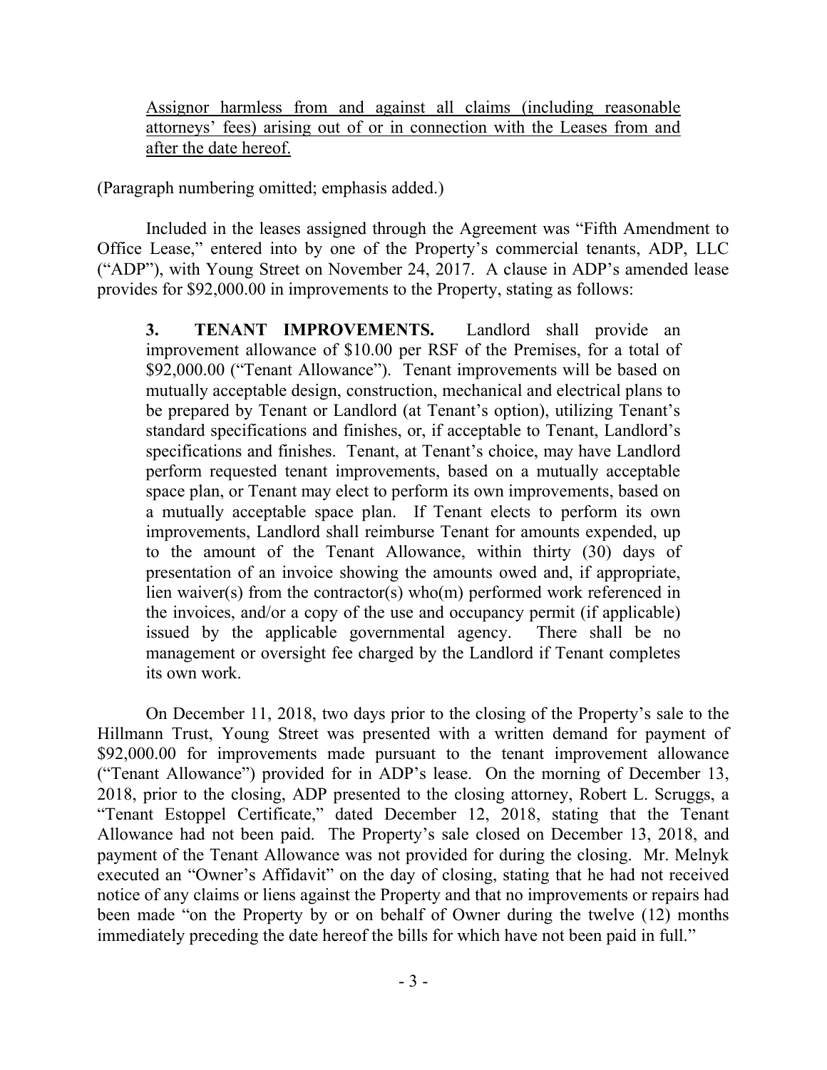<u>Assignor harmless from and against all claims (including reasonable attorneys' fees) arising out of or in connection with the Leases from and after the date hereof.</u>

(Paragraph numbering omitted; emphasis added.)

Included in the leases assigned through the Agreement was "Fifth Amendment to Office Lease," entered into by one of the Property's commercial tenants, ADP, LLC ("ADP"), with Young Street on November 24, 2017. A clause in ADP's amended lease provides for $92,000.00 in improvements to the Property, stating as follows:

> **3. TENANT IMPROVEMENTS.** Landlord shall provide an improvement allowance of $10.00 per RSF of the Premises, for a total of $92,000.00 ("Tenant Allowance"). Tenant improvements will be based on mutually acceptable design, construction, mechanical and electrical plans to be prepared by Tenant or Landlord (at Tenant's option), utilizing Tenant's standard specifications and finishes, or, if acceptable to Tenant, Landlord's specifications and finishes. Tenant, at Tenant's choice, may have Landlord perform requested tenant improvements, based on a mutually acceptable space plan, or Tenant may elect to perform its own improvements, based on a mutually acceptable space plan. If Tenant elects to perform its own improvements, Landlord shall reimburse Tenant for amounts expended, up to the amount of the Tenant Allowance, within thirty (30) days of presentation of an invoice showing the amounts owed and, if appropriate, lien waiver(s) from the contractor(s) who(m) performed work referenced in the invoices, and/or a copy of the use and occupancy permit (if applicable) issued by the applicable governmental agency. There shall be no management or oversight fee charged by the Landlord if Tenant completes its own work.

On December 11, 2018, two days prior to the closing of the Property's sale to the Hillmann Trust, Young Street was presented with a written demand for payment of $92,000.00 for improvements made pursuant to the tenant improvement allowance ("Tenant Allowance") provided for in ADP's lease. On the morning of December 13, 2018, prior to the closing, ADP presented to the closing attorney, Robert L. Scruggs, a "Tenant Estoppel Certificate," dated December 12, 2018, stating that the Tenant Allowance had not been paid. The Property's sale closed on December 13, 2018, and payment of the Tenant Allowance was not provided for during the closing. Mr. Melnyk executed an "Owner's Affidavit" on the day of closing, stating that he had not received notice of any claims or liens against the Property and that no improvements or repairs had been made "on the Property by or on behalf of Owner during the twelve (12) months immediately preceding the date hereof the bills for which have not been paid in full."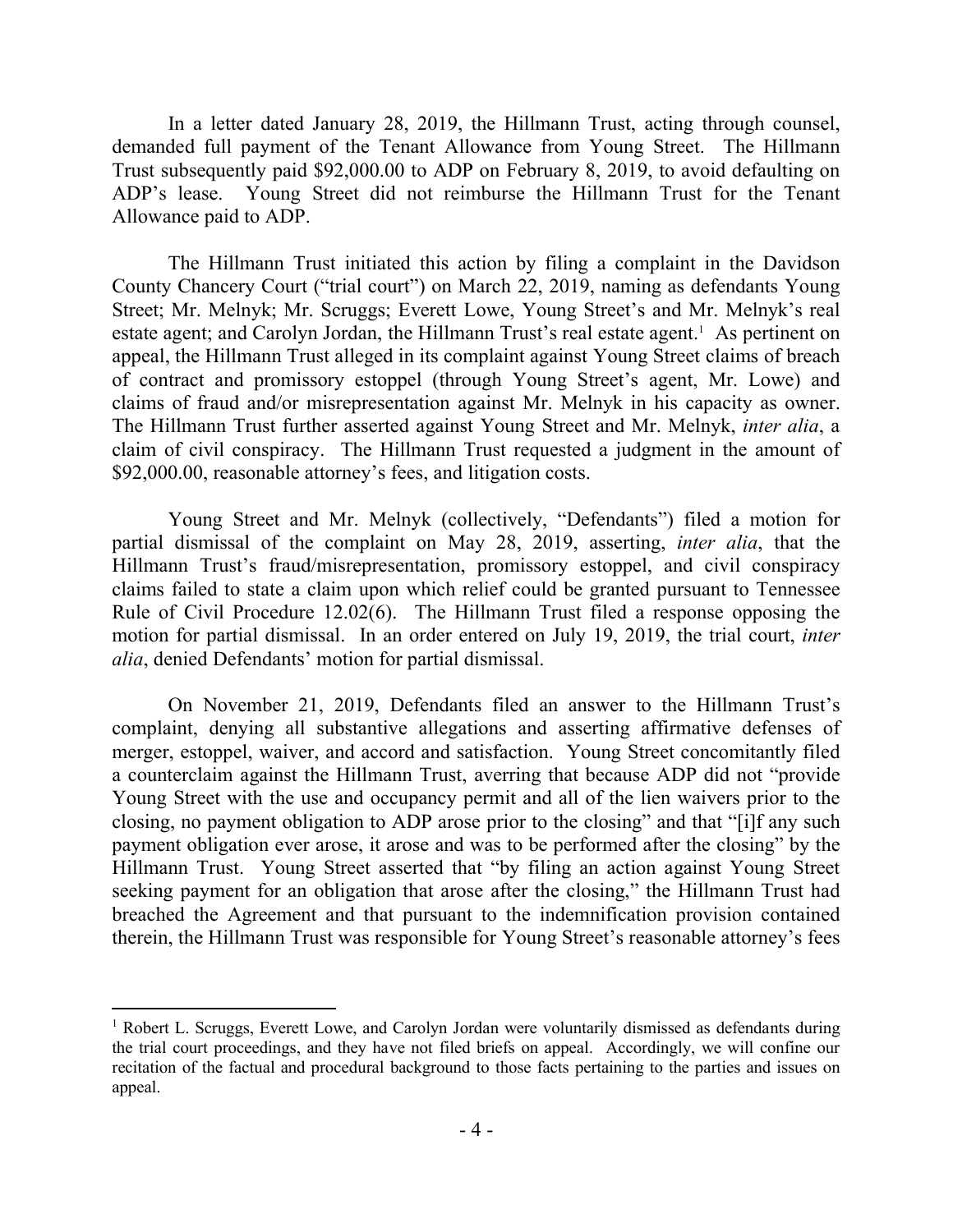In a letter dated January 28, 2019, the Hillmann Trust, acting through counsel, demanded full payment of the Tenant Allowance from Young Street. The Hillmann Trust subsequently paid \$92,000.00 to ADP on February 8, 2019, to avoid defaulting on ADP's lease. Young Street did not reimburse the Hillmann Trust for the Tenant Allowance paid to ADP.

The Hillmann Trust initiated this action by filing a complaint in the Davidson County Chancery Court ("trial court") on March 22, 2019, naming as defendants Young Street; Mr. Melnyk; Mr. Scruggs; Everett Lowe, Young Street's and Mr. Melnyk's real estate agent; and Carolyn Jordan, the Hillmann Trust's real estate agent.[1] As pertinent on appeal, the Hillmann Trust alleged in its complaint against Young Street claims of breach of contract and promissory estoppel (through Young Street's agent, Mr. Lowe) and claims of fraud and/or misrepresentation against Mr. Melnyk in his capacity as owner. The Hillmann Trust further asserted against Young Street and Mr. Melnyk, *inter alia*, a claim of civil conspiracy. The Hillmann Trust requested a judgment in the amount of \$92,000.00, reasonable attorney's fees, and litigation costs.

Young Street and Mr. Melnyk (collectively, "Defendants") filed a motion for partial dismissal of the complaint on May 28, 2019, asserting, *inter alia*, that the Hillmann Trust's fraud/misrepresentation, promissory estoppel, and civil conspiracy claims failed to state a claim upon which relief could be granted pursuant to Tennessee Rule of Civil Procedure 12.02(6). The Hillmann Trust filed a response opposing the motion for partial dismissal. In an order entered on July 19, 2019, the trial court, *inter alia*, denied Defendants' motion for partial dismissal.

On November 21, 2019, Defendants filed an answer to the Hillmann Trust's complaint, denying all substantive allegations and asserting affirmative defenses of merger, estoppel, waiver, and accord and satisfaction. Young Street concomitantly filed a counterclaim against the Hillmann Trust, averring that because ADP did not "provide Young Street with the use and occupancy permit and all of the lien waivers prior to the closing, no payment obligation to ADP arose prior to the closing" and that "[i]f any such payment obligation ever arose, it arose and was to be performed after the closing" by the Hillmann Trust. Young Street asserted that "by filing an action against Young Street seeking payment for an obligation that arose after the closing," the Hillmann Trust had breached the Agreement and that pursuant to the indemnification provision contained therein, the Hillmann Trust was responsible for Young Street's reasonable attorney's fees

---

[1] Robert L. Scruggs, Everett Lowe, and Carolyn Jordan were voluntarily dismissed as defendants during the trial court proceedings, and they have not filed briefs on appeal. Accordingly, we will confine our recitation of the factual and procedural background to those facts pertaining to the parties and issues on appeal.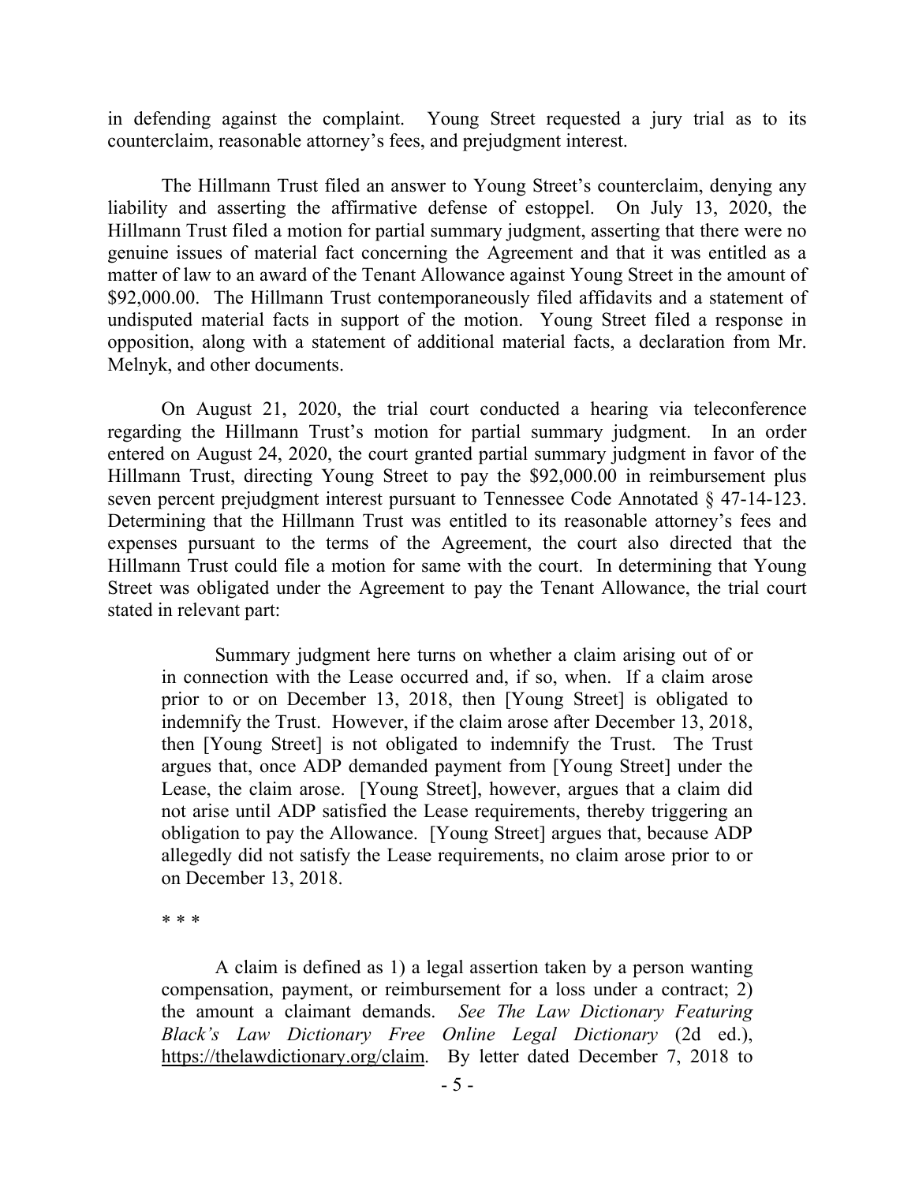in defending against the complaint. Young Street requested a jury trial as to its counterclaim, reasonable attorney's fees, and prejudgment interest.

The Hillmann Trust filed an answer to Young Street's counterclaim, denying any liability and asserting the affirmative defense of estoppel. On July 13, 2020, the Hillmann Trust filed a motion for partial summary judgment, asserting that there were no genuine issues of material fact concerning the Agreement and that it was entitled as a matter of law to an award of the Tenant Allowance against Young Street in the amount of $92,000.00. The Hillmann Trust contemporaneously filed affidavits and a statement of undisputed material facts in support of the motion. Young Street filed a response in opposition, along with a statement of additional material facts, a declaration from Mr. Melnyk, and other documents.

On August 21, 2020, the trial court conducted a hearing via teleconference regarding the Hillmann Trust's motion for partial summary judgment. In an order entered on August 24, 2020, the court granted partial summary judgment in favor of the Hillmann Trust, directing Young Street to pay the $92,000.00 in reimbursement plus seven percent prejudgment interest pursuant to Tennessee Code Annotated § 47-14-123. Determining that the Hillmann Trust was entitled to its reasonable attorney's fees and expenses pursuant to the terms of the Agreement, the court also directed that the Hillmann Trust could file a motion for same with the court. In determining that Young Street was obligated under the Agreement to pay the Tenant Allowance, the trial court stated in relevant part:

> Summary judgment here turns on whether a claim arising out of or in connection with the Lease occurred and, if so, when. If a claim arose prior to or on December 13, 2018, then [Young Street] is obligated to indemnify the Trust. However, if the claim arose after December 13, 2018, then [Young Street] is not obligated to indemnify the Trust. The Trust argues that, once ADP demanded payment from [Young Street] under the Lease, the claim arose. [Young Street], however, argues that a claim did not arise until ADP satisfied the Lease requirements, thereby triggering an obligation to pay the Allowance. [Young Street] argues that, because ADP allegedly did not satisfy the Lease requirements, no claim arose prior to or on December 13, 2018.
>
> * * *
>
> A claim is defined as 1) a legal assertion taken by a person wanting compensation, payment, or reimbursement for a loss under a contract; 2) the amount a claimant demands. *See The Law Dictionary Featuring Black's Law Dictionary Free Online Legal Dictionary* (2d ed.), https://thelawdictionary.org/claim. By letter dated December 7, 2018 to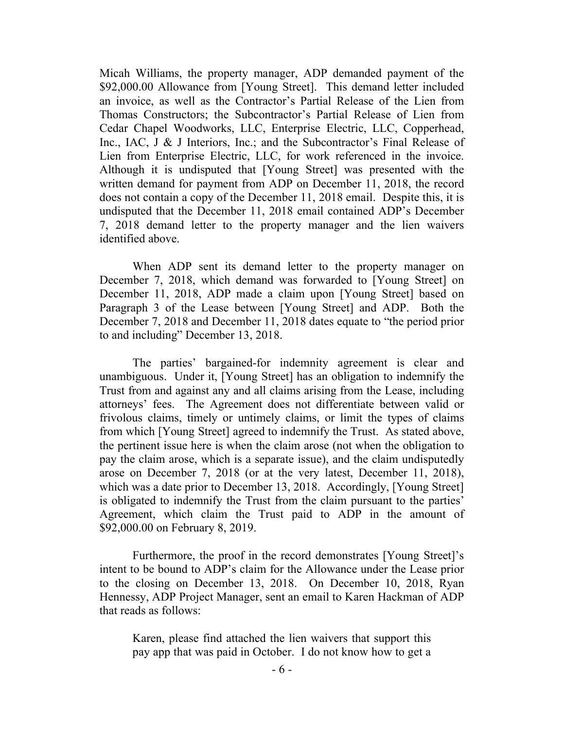Micah Williams, the property manager, ADP demanded payment of the $92,000.00 Allowance from [Young Street]. This demand letter included an invoice, as well as the Contractor's Partial Release of the Lien from Thomas Constructors; the Subcontractor's Partial Release of Lien from Cedar Chapel Woodworks, LLC, Enterprise Electric, LLC, Copperhead, Inc., IAC, J & J Interiors, Inc.; and the Subcontractor's Final Release of Lien from Enterprise Electric, LLC, for work referenced in the invoice. Although it is undisputed that [Young Street] was presented with the written demand for payment from ADP on December 11, 2018, the record does not contain a copy of the December 11, 2018 email. Despite this, it is undisputed that the December 11, 2018 email contained ADP's December 7, 2018 demand letter to the property manager and the lien waivers identified above.

When ADP sent its demand letter to the property manager on December 7, 2018, which demand was forwarded to [Young Street] on December 11, 2018, ADP made a claim upon [Young Street] based on Paragraph 3 of the Lease between [Young Street] and ADP. Both the December 7, 2018 and December 11, 2018 dates equate to "the period prior to and including" December 13, 2018.

The parties' bargained-for indemnity agreement is clear and unambiguous. Under it, [Young Street] has an obligation to indemnify the Trust from and against any and all claims arising from the Lease, including attorneys' fees. The Agreement does not differentiate between valid or frivolous claims, timely or untimely claims, or limit the types of claims from which [Young Street] agreed to indemnify the Trust. As stated above, the pertinent issue here is when the claim arose (not when the obligation to pay the claim arose, which is a separate issue), and the claim undisputedly arose on December 7, 2018 (or at the very latest, December 11, 2018), which was a date prior to December 13, 2018. Accordingly, [Young Street] is obligated to indemnify the Trust from the claim pursuant to the parties' Agreement, which claim the Trust paid to ADP in the amount of $92,000.00 on February 8, 2019.

Furthermore, the proof in the record demonstrates [Young Street]'s intent to be bound to ADP's claim for the Allowance under the Lease prior to the closing on December 13, 2018. On December 10, 2018, Ryan Hennessy, ADP Project Manager, sent an email to Karen Hackman of ADP that reads as follows:

> Karen, please find attached the lien waivers that support this pay app that was paid in October. I do not know how to get a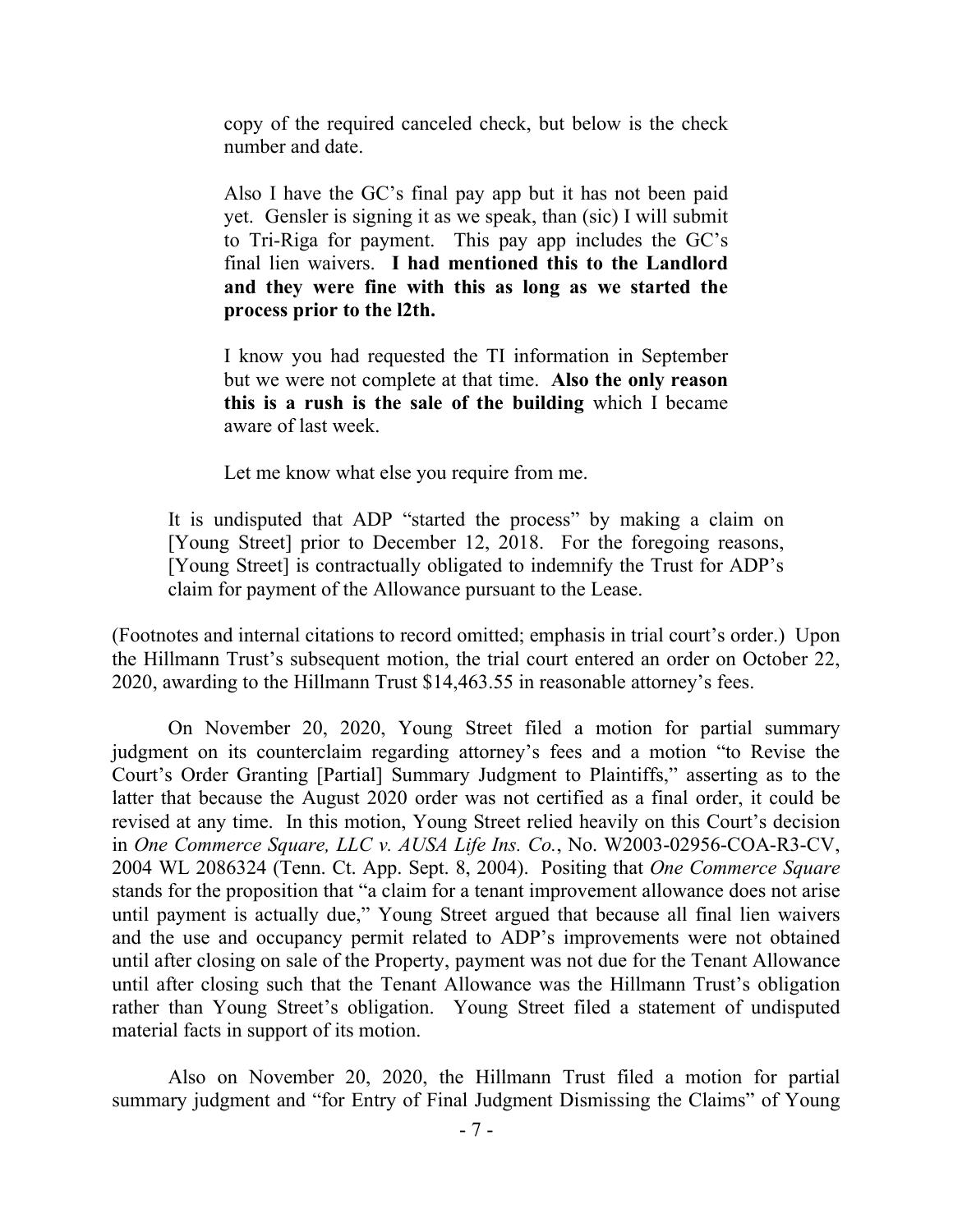> copy of the required canceled check, but below is the check number and date.
>
> Also I have the GC's final pay app but it has not been paid yet. Gensler is signing it as we speak, than (sic) I will submit to Tri-Riga for payment. This pay app includes the GC's final lien waivers. **I had mentioned this to the Landlord and they were fine with this as long as we started the process prior to the l2th.**
>
> I know you had requested the TI information in September but we were not complete at that time. **Also the only reason this is a rush is the sale of the building** which I became aware of last week.
>
> Let me know what else you require from me.

> It is undisputed that ADP "started the process" by making a claim on [Young Street] prior to December 12, 2018. For the foregoing reasons, [Young Street] is contractually obligated to indemnify the Trust for ADP's claim for payment of the Allowance pursuant to the Lease.

(Footnotes and internal citations to record omitted; emphasis in trial court's order.) Upon the Hillmann Trust's subsequent motion, the trial court entered an order on October 22, 2020, awarding to the Hillmann Trust $14,463.55 in reasonable attorney's fees.

On November 20, 2020, Young Street filed a motion for partial summary judgment on its counterclaim regarding attorney's fees and a motion "to Revise the Court's Order Granting [Partial] Summary Judgment to Plaintiffs," asserting as to the latter that because the August 2020 order was not certified as a final order, it could be revised at any time. In this motion, Young Street relied heavily on this Court's decision in *One Commerce Square, LLC v. AUSA Life Ins. Co.*, No. W2003-02956-COA-R3-CV, 2004 WL 2086324 (Tenn. Ct. App. Sept. 8, 2004). Positing that *One Commerce Square* stands for the proposition that "a claim for a tenant improvement allowance does not arise until payment is actually due," Young Street argued that because all final lien waivers and the use and occupancy permit related to ADP's improvements were not obtained until after closing on sale of the Property, payment was not due for the Tenant Allowance until after closing such that the Tenant Allowance was the Hillmann Trust's obligation rather than Young Street's obligation. Young Street filed a statement of undisputed material facts in support of its motion.

Also on November 20, 2020, the Hillmann Trust filed a motion for partial summary judgment and "for Entry of Final Judgment Dismissing the Claims" of Young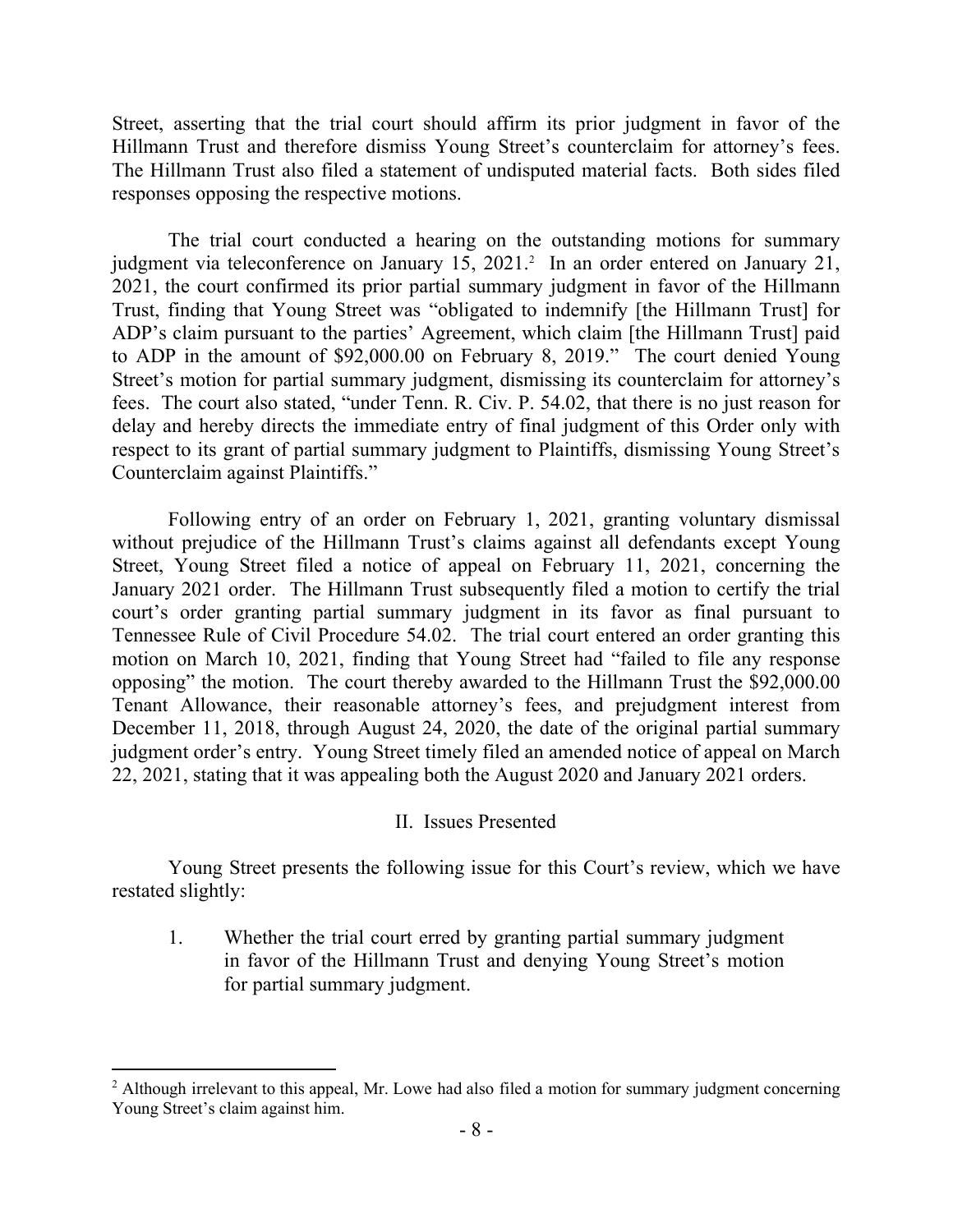Street, asserting that the trial court should affirm its prior judgment in favor of the Hillmann Trust and therefore dismiss Young Street's counterclaim for attorney's fees. The Hillmann Trust also filed a statement of undisputed material facts. Both sides filed responses opposing the respective motions.

The trial court conducted a hearing on the outstanding motions for summary judgment via teleconference on January 15, 2021.[2] In an order entered on January 21, 2021, the court confirmed its prior partial summary judgment in favor of the Hillmann Trust, finding that Young Street was "obligated to indemnify [the Hillmann Trust] for ADP's claim pursuant to the parties' Agreement, which claim [the Hillmann Trust] paid to ADP in the amount of \$92,000.00 on February 8, 2019." The court denied Young Street's motion for partial summary judgment, dismissing its counterclaim for attorney's fees. The court also stated, "under Tenn. R. Civ. P. 54.02, that there is no just reason for delay and hereby directs the immediate entry of final judgment of this Order only with respect to its grant of partial summary judgment to Plaintiffs, dismissing Young Street's Counterclaim against Plaintiffs."

Following entry of an order on February 1, 2021, granting voluntary dismissal without prejudice of the Hillmann Trust's claims against all defendants except Young Street, Young Street filed a notice of appeal on February 11, 2021, concerning the January 2021 order. The Hillmann Trust subsequently filed a motion to certify the trial court's order granting partial summary judgment in its favor as final pursuant to Tennessee Rule of Civil Procedure 54.02. The trial court entered an order granting this motion on March 10, 2021, finding that Young Street had "failed to file any response opposing" the motion. The court thereby awarded to the Hillmann Trust the \$92,000.00 Tenant Allowance, their reasonable attorney's fees, and prejudgment interest from December 11, 2018, through August 24, 2020, the date of the original partial summary judgment order's entry. Young Street timely filed an amended notice of appeal on March 22, 2021, stating that it was appealing both the August 2020 and January 2021 orders.

## II. Issues Presented

Young Street presents the following issue for this Court's review, which we have restated slightly:

1. Whether the trial court erred by granting partial summary judgment in favor of the Hillmann Trust and denying Young Street's motion for partial summary judgment.

---

[2] Although irrelevant to this appeal, Mr. Lowe had also filed a motion for summary judgment concerning Young Street's claim against him.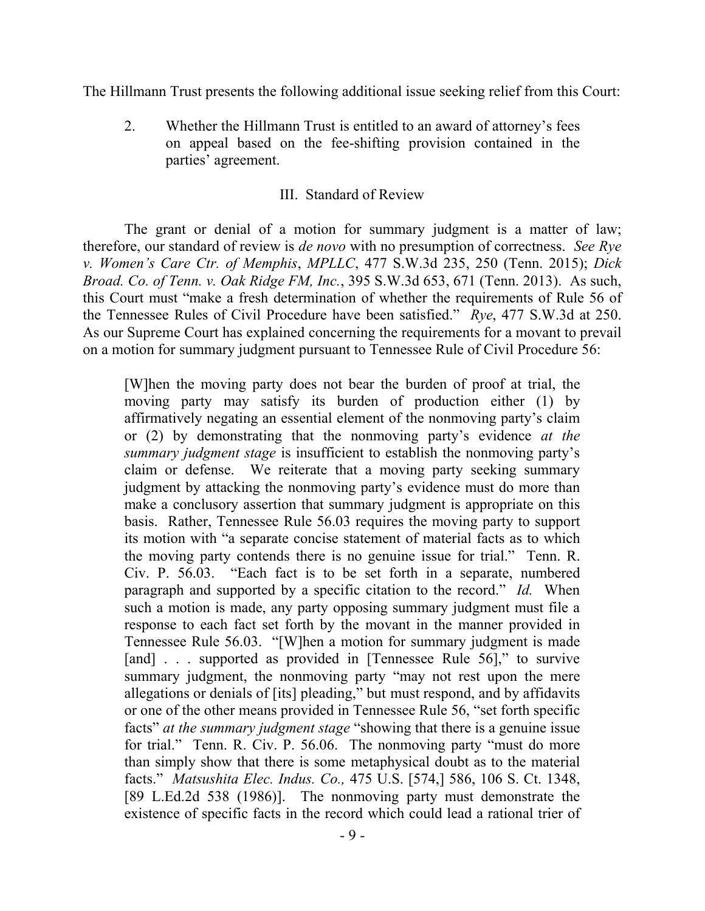The Hillmann Trust presents the following additional issue seeking relief from this Court:

> 2. Whether the Hillmann Trust is entitled to an award of attorney's fees on appeal based on the fee-shifting provision contained in the parties' agreement.

### III. Standard of Review

The grant or denial of a motion for summary judgment is a matter of law; therefore, our standard of review is *de novo* with no presumption of correctness. *See Rye v. Women's Care Ctr. of Memphis*, *MPLLC*, 477 S.W.3d 235, 250 (Tenn. 2015); *Dick Broad. Co. of Tenn. v. Oak Ridge FM, Inc.*, 395 S.W.3d 653, 671 (Tenn. 2013). As such, this Court must "make a fresh determination of whether the requirements of Rule 56 of the Tennessee Rules of Civil Procedure have been satisfied." *Rye*, 477 S.W.3d at 250. As our Supreme Court has explained concerning the requirements for a movant to prevail on a motion for summary judgment pursuant to Tennessee Rule of Civil Procedure 56:

> [W]hen the moving party does not bear the burden of proof at trial, the moving party may satisfy its burden of production either (1) by affirmatively negating an essential element of the nonmoving party's claim or (2) by demonstrating that the nonmoving party's evidence *at the summary judgment stage* is insufficient to establish the nonmoving party's claim or defense. We reiterate that a moving party seeking summary judgment by attacking the nonmoving party's evidence must do more than make a conclusory assertion that summary judgment is appropriate on this basis. Rather, Tennessee Rule 56.03 requires the moving party to support its motion with "a separate concise statement of material facts as to which the moving party contends there is no genuine issue for trial." Tenn. R. Civ. P. 56.03. "Each fact is to be set forth in a separate, numbered paragraph and supported by a specific citation to the record." *Id.* When such a motion is made, any party opposing summary judgment must file a response to each fact set forth by the movant in the manner provided in Tennessee Rule 56.03. "[W]hen a motion for summary judgment is made [and] . . . supported as provided in [Tennessee Rule 56]," to survive summary judgment, the nonmoving party "may not rest upon the mere allegations or denials of [its] pleading," but must respond, and by affidavits or one of the other means provided in Tennessee Rule 56, "set forth specific facts" *at the summary judgment stage* "showing that there is a genuine issue for trial." Tenn. R. Civ. P. 56.06. The nonmoving party "must do more than simply show that there is some metaphysical doubt as to the material facts." *Matsushita Elec. Indus. Co.,* 475 U.S. [574,] 586, 106 S. Ct. 1348, [89 L.Ed.2d 538 (1986)]. The nonmoving party must demonstrate the existence of specific facts in the record which could lead a rational trier of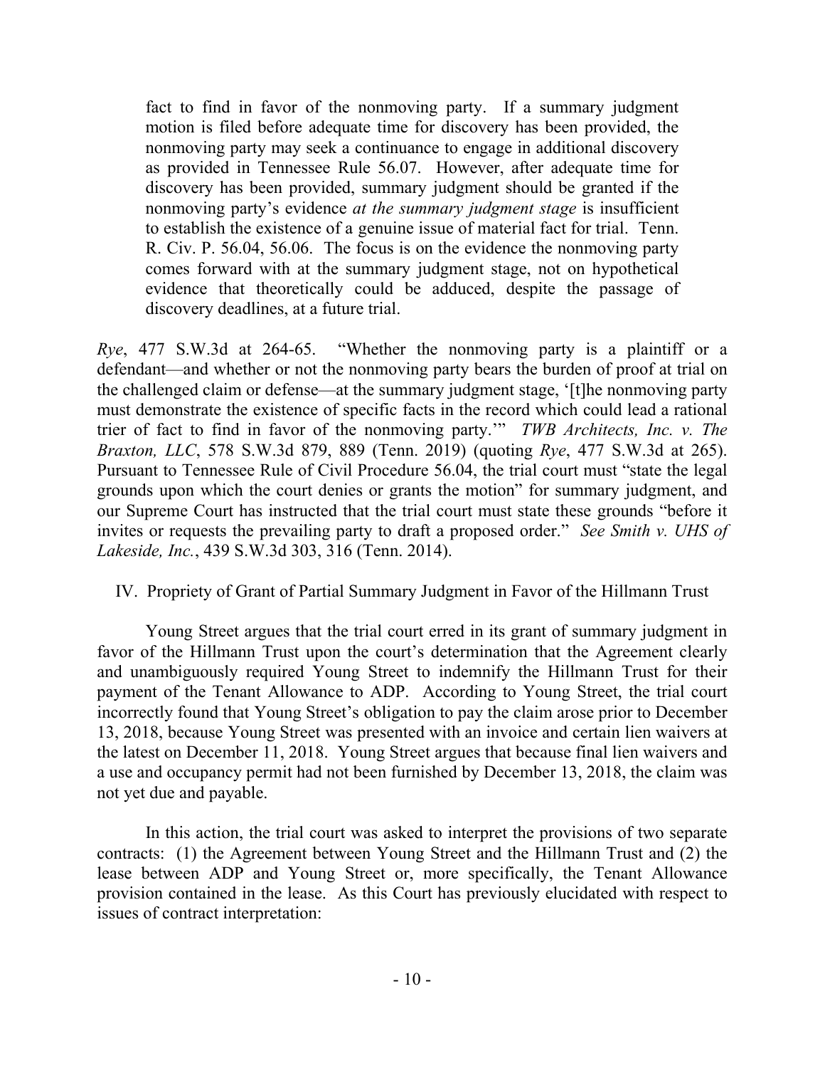> fact to find in favor of the nonmoving party. If a summary judgment motion is filed before adequate time for discovery has been provided, the nonmoving party may seek a continuance to engage in additional discovery as provided in Tennessee Rule 56.07. However, after adequate time for discovery has been provided, summary judgment should be granted if the nonmoving party's evidence *at the summary judgment stage* is insufficient to establish the existence of a genuine issue of material fact for trial. Tenn. R. Civ. P. 56.04, 56.06. The focus is on the evidence the nonmoving party comes forward with at the summary judgment stage, not on hypothetical evidence that theoretically could be adduced, despite the passage of discovery deadlines, at a future trial.

*Rye*, 477 S.W.3d at 264-65. "Whether the nonmoving party is a plaintiff or a defendant—and whether or not the nonmoving party bears the burden of proof at trial on the challenged claim or defense—at the summary judgment stage, '[t]he nonmoving party must demonstrate the existence of specific facts in the record which could lead a rational trier of fact to find in favor of the nonmoving party.'" *TWB Architects, Inc. v. The Braxton, LLC*, 578 S.W.3d 879, 889 (Tenn. 2019) (quoting *Rye*, 477 S.W.3d at 265). Pursuant to Tennessee Rule of Civil Procedure 56.04, the trial court must "state the legal grounds upon which the court denies or grants the motion" for summary judgment, and our Supreme Court has instructed that the trial court must state these grounds "before it invites or requests the prevailing party to draft a proposed order." *See Smith v. UHS of Lakeside, Inc.*, 439 S.W.3d 303, 316 (Tenn. 2014).

## IV. Propriety of Grant of Partial Summary Judgment in Favor of the Hillmann Trust

Young Street argues that the trial court erred in its grant of summary judgment in favor of the Hillmann Trust upon the court's determination that the Agreement clearly and unambiguously required Young Street to indemnify the Hillmann Trust for their payment of the Tenant Allowance to ADP. According to Young Street, the trial court incorrectly found that Young Street's obligation to pay the claim arose prior to December 13, 2018, because Young Street was presented with an invoice and certain lien waivers at the latest on December 11, 2018. Young Street argues that because final lien waivers and a use and occupancy permit had not been furnished by December 13, 2018, the claim was not yet due and payable.

In this action, the trial court was asked to interpret the provisions of two separate contracts: (1) the Agreement between Young Street and the Hillmann Trust and (2) the lease between ADP and Young Street or, more specifically, the Tenant Allowance provision contained in the lease. As this Court has previously elucidated with respect to issues of contract interpretation: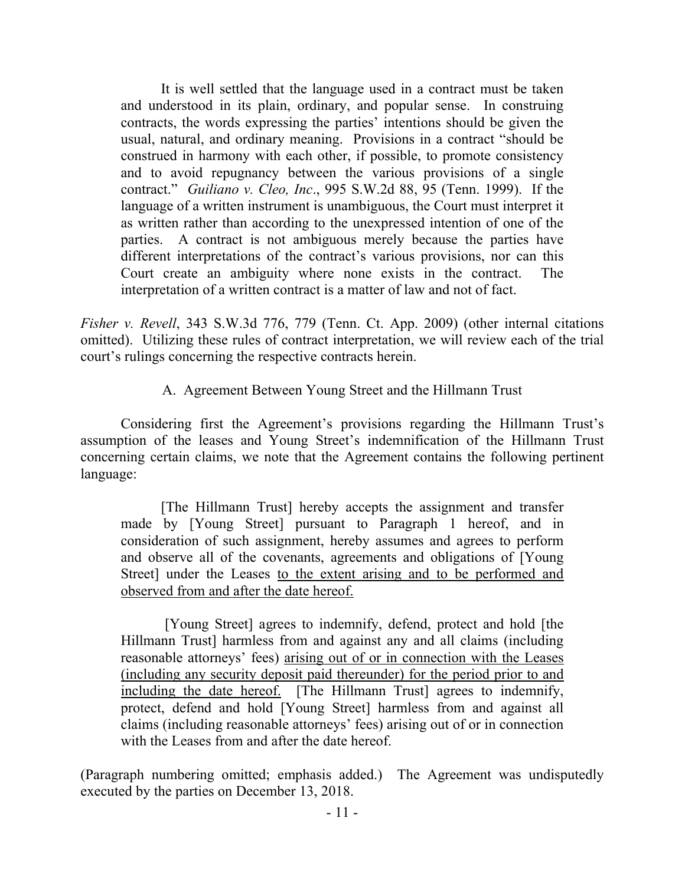> It is well settled that the language used in a contract must be taken and understood in its plain, ordinary, and popular sense. In construing contracts, the words expressing the parties' intentions should be given the usual, natural, and ordinary meaning. Provisions in a contract "should be construed in harmony with each other, if possible, to promote consistency and to avoid repugnancy between the various provisions of a single contract." *Guiliano v. Cleo, Inc*., 995 S.W.2d 88, 95 (Tenn. 1999). If the language of a written instrument is unambiguous, the Court must interpret it as written rather than according to the unexpressed intention of one of the parties. A contract is not ambiguous merely because the parties have different interpretations of the contract's various provisions, nor can this Court create an ambiguity where none exists in the contract. The interpretation of a written contract is a matter of law and not of fact.

*Fisher v. Revell*, 343 S.W.3d 776, 779 (Tenn. Ct. App. 2009) (other internal citations omitted). Utilizing these rules of contract interpretation, we will review each of the trial court's rulings concerning the respective contracts herein.

### A. Agreement Between Young Street and the Hillmann Trust

Considering first the Agreement's provisions regarding the Hillmann Trust's assumption of the leases and Young Street's indemnification of the Hillmann Trust concerning certain claims, we note that the Agreement contains the following pertinent language:

> [The Hillmann Trust] hereby accepts the assignment and transfer made by [Young Street] pursuant to Paragraph 1 hereof, and in consideration of such assignment, hereby assumes and agrees to perform and observe all of the covenants, agreements and obligations of [Young Street] under the Leases <u>to the extent arising and to be performed and observed from and after the date hereof.</u>
>
> [Young Street] agrees to indemnify, defend, protect and hold [the Hillmann Trust] harmless from and against any and all claims (including reasonable attorneys' fees) <u>arising out of or in connection with the Leases (including any security deposit paid thereunder) for the period prior to and including the date hereof.</u> [The Hillmann Trust] agrees to indemnify, protect, defend and hold [Young Street] harmless from and against all claims (including reasonable attorneys' fees) arising out of or in connection with the Leases from and after the date hereof.

(Paragraph numbering omitted; emphasis added.) The Agreement was undisputedly executed by the parties on December 13, 2018.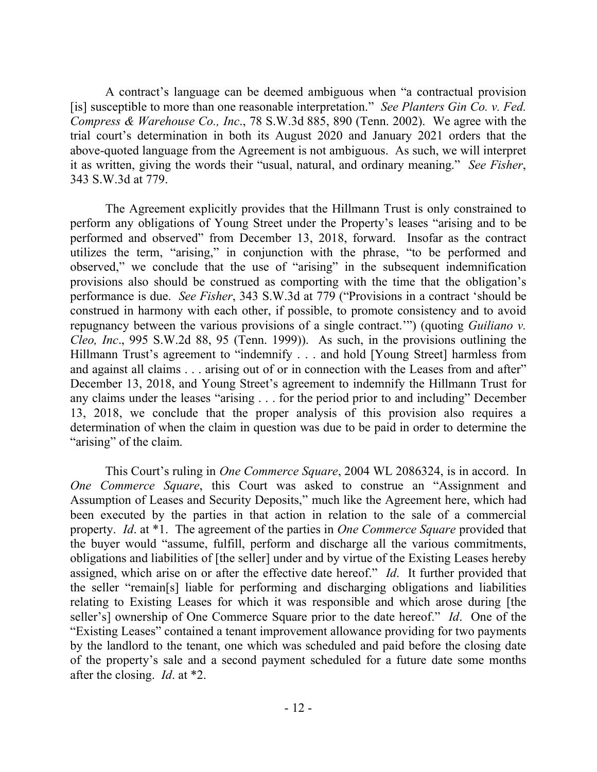A contract's language can be deemed ambiguous when "a contractual provision [is] susceptible to more than one reasonable interpretation." *See Planters Gin Co. v. Fed. Compress & Warehouse Co., Inc*., 78 S.W.3d 885, 890 (Tenn. 2002). We agree with the trial court's determination in both its August 2020 and January 2021 orders that the above-quoted language from the Agreement is not ambiguous. As such, we will interpret it as written, giving the words their "usual, natural, and ordinary meaning." *See Fisher*, 343 S.W.3d at 779.

The Agreement explicitly provides that the Hillmann Trust is only constrained to perform any obligations of Young Street under the Property's leases "arising and to be performed and observed" from December 13, 2018, forward. Insofar as the contract utilizes the term, "arising," in conjunction with the phrase, "to be performed and observed," we conclude that the use of "arising" in the subsequent indemnification provisions also should be construed as comporting with the time that the obligation's performance is due. *See Fisher*, 343 S.W.3d at 779 ("Provisions in a contract 'should be construed in harmony with each other, if possible, to promote consistency and to avoid repugnancy between the various provisions of a single contract.'") (quoting *Guiliano v. Cleo, Inc*., 995 S.W.2d 88, 95 (Tenn. 1999)). As such, in the provisions outlining the Hillmann Trust's agreement to "indemnify . . . and hold [Young Street] harmless from and against all claims . . . arising out of or in connection with the Leases from and after" December 13, 2018, and Young Street's agreement to indemnify the Hillmann Trust for any claims under the leases "arising . . . for the period prior to and including" December 13, 2018, we conclude that the proper analysis of this provision also requires a determination of when the claim in question was due to be paid in order to determine the "arising" of the claim.

This Court's ruling in *One Commerce Square*, 2004 WL 2086324, is in accord. In *One Commerce Square*, this Court was asked to construe an "Assignment and Assumption of Leases and Security Deposits," much like the Agreement here, which had been executed by the parties in that action in relation to the sale of a commercial property. *Id*. at \*1. The agreement of the parties in *One Commerce Square* provided that the buyer would "assume, fulfill, perform and discharge all the various commitments, obligations and liabilities of [the seller] under and by virtue of the Existing Leases hereby assigned, which arise on or after the effective date hereof." *Id*. It further provided that the seller "remain[s] liable for performing and discharging obligations and liabilities relating to Existing Leases for which it was responsible and which arose during [the seller's] ownership of One Commerce Square prior to the date hereof." *Id*. One of the "Existing Leases" contained a tenant improvement allowance providing for two payments by the landlord to the tenant, one which was scheduled and paid before the closing date of the property's sale and a second payment scheduled for a future date some months after the closing. *Id*. at \*2.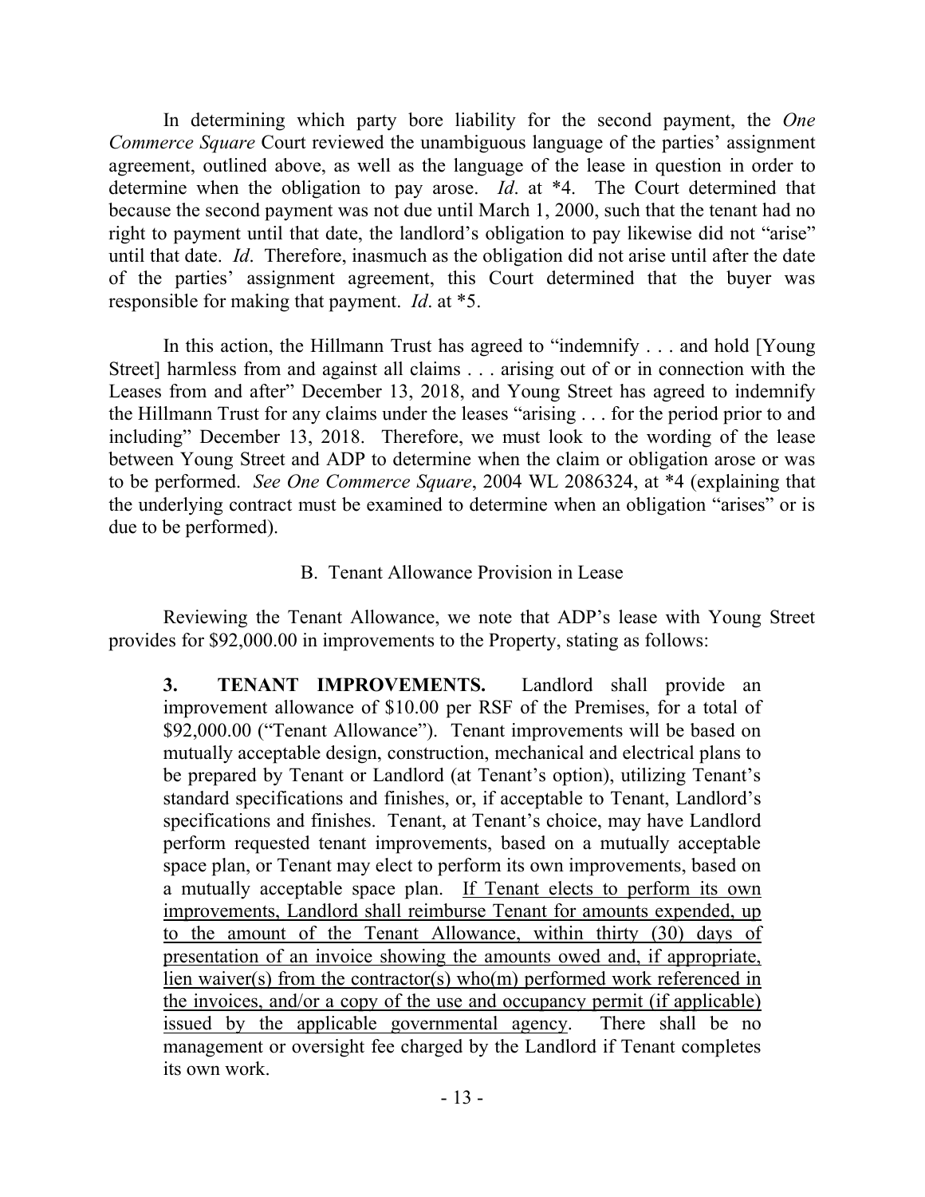In determining which party bore liability for the second payment, the *One Commerce Square* Court reviewed the unambiguous language of the parties' assignment agreement, outlined above, as well as the language of the lease in question in order to determine when the obligation to pay arose. *Id*. at \*4. The Court determined that because the second payment was not due until March 1, 2000, such that the tenant had no right to payment until that date, the landlord's obligation to pay likewise did not "arise" until that date. *Id*. Therefore, inasmuch as the obligation did not arise until after the date of the parties' assignment agreement, this Court determined that the buyer was responsible for making that payment. *Id*. at \*5.

In this action, the Hillmann Trust has agreed to "indemnify . . . and hold [Young Street] harmless from and against all claims . . . arising out of or in connection with the Leases from and after" December 13, 2018, and Young Street has agreed to indemnify the Hillmann Trust for any claims under the leases "arising . . . for the period prior to and including" December 13, 2018. Therefore, we must look to the wording of the lease between Young Street and ADP to determine when the claim or obligation arose or was to be performed. *See One Commerce Square*, 2004 WL 2086324, at \*4 (explaining that the underlying contract must be examined to determine when an obligation "arises" or is due to be performed).

### B. Tenant Allowance Provision in Lease

Reviewing the Tenant Allowance, we note that ADP's lease with Young Street provides for $92,000.00 in improvements to the Property, stating as follows:

> **3. TENANT IMPROVEMENTS.** Landlord shall provide an improvement allowance of $10.00 per RSF of the Premises, for a total of $92,000.00 ("Tenant Allowance"). Tenant improvements will be based on mutually acceptable design, construction, mechanical and electrical plans to be prepared by Tenant or Landlord (at Tenant's option), utilizing Tenant's standard specifications and finishes, or, if acceptable to Tenant, Landlord's specifications and finishes. Tenant, at Tenant's choice, may have Landlord perform requested tenant improvements, based on a mutually acceptable space plan, or Tenant may elect to perform its own improvements, based on a mutually acceptable space plan. <u>If Tenant elects to perform its own improvements, Landlord shall reimburse Tenant for amounts expended, up to the amount of the Tenant Allowance, within thirty (30) days of presentation of an invoice showing the amounts owed and, if appropriate, lien waiver(s) from the contractor(s) who(m) performed work referenced in the invoices, and/or a copy of the use and occupancy permit (if applicable) issued by the applicable governmental agency</u>. There shall be no management or oversight fee charged by the Landlord if Tenant completes its own work.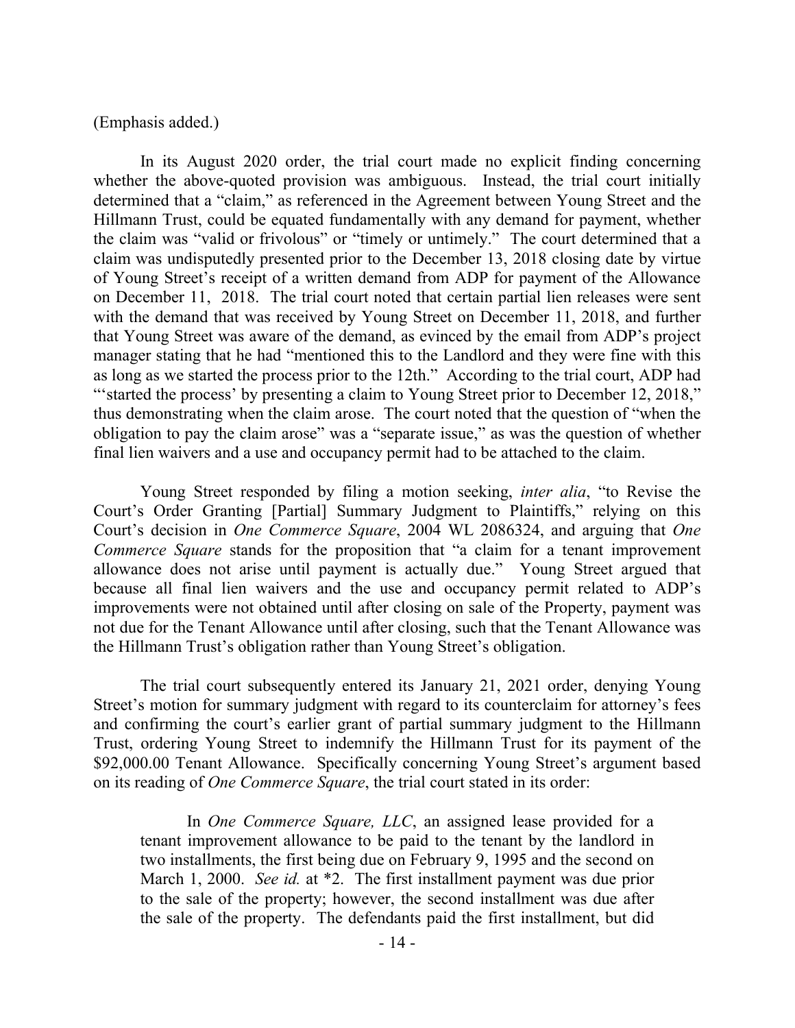(Emphasis added.)

In its August 2020 order, the trial court made no explicit finding concerning whether the above-quoted provision was ambiguous. Instead, the trial court initially determined that a "claim," as referenced in the Agreement between Young Street and the Hillmann Trust, could be equated fundamentally with any demand for payment, whether the claim was "valid or frivolous" or "timely or untimely." The court determined that a claim was undisputedly presented prior to the December 13, 2018 closing date by virtue of Young Street's receipt of a written demand from ADP for payment of the Allowance on December 11, 2018. The trial court noted that certain partial lien releases were sent with the demand that was received by Young Street on December 11, 2018, and further that Young Street was aware of the demand, as evinced by the email from ADP's project manager stating that he had "mentioned this to the Landlord and they were fine with this as long as we started the process prior to the 12th." According to the trial court, ADP had "'started the process' by presenting a claim to Young Street prior to December 12, 2018," thus demonstrating when the claim arose. The court noted that the question of "when the obligation to pay the claim arose" was a "separate issue," as was the question of whether final lien waivers and a use and occupancy permit had to be attached to the claim.

Young Street responded by filing a motion seeking, *inter alia*, "to Revise the Court's Order Granting [Partial] Summary Judgment to Plaintiffs," relying on this Court's decision in *One Commerce Square*, 2004 WL 2086324, and arguing that *One Commerce Square* stands for the proposition that "a claim for a tenant improvement allowance does not arise until payment is actually due." Young Street argued that because all final lien waivers and the use and occupancy permit related to ADP's improvements were not obtained until after closing on sale of the Property, payment was not due for the Tenant Allowance until after closing, such that the Tenant Allowance was the Hillmann Trust's obligation rather than Young Street's obligation.

The trial court subsequently entered its January 21, 2021 order, denying Young Street's motion for summary judgment with regard to its counterclaim for attorney's fees and confirming the court's earlier grant of partial summary judgment to the Hillmann Trust, ordering Young Street to indemnify the Hillmann Trust for its payment of the $92,000.00 Tenant Allowance. Specifically concerning Young Street's argument based on its reading of *One Commerce Square*, the trial court stated in its order:

> In *One Commerce Square, LLC*, an assigned lease provided for a tenant improvement allowance to be paid to the tenant by the landlord in two installments, the first being due on February 9, 1995 and the second on March 1, 2000. *See id.* at \*2. The first installment payment was due prior to the sale of the property; however, the second installment was due after the sale of the property. The defendants paid the first installment, but did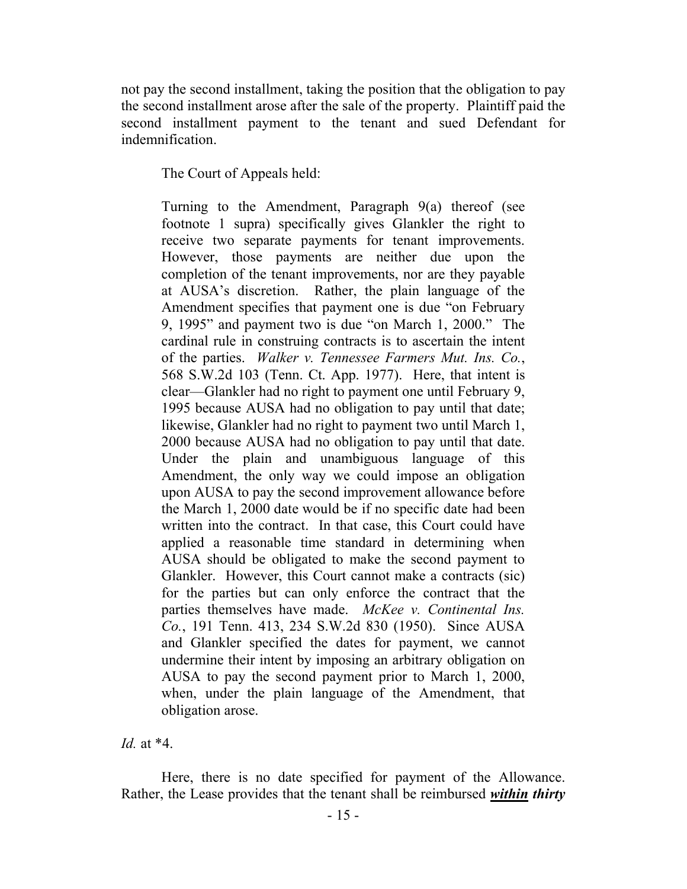not pay the second installment, taking the position that the obligation to pay the second installment arose after the sale of the property. Plaintiff paid the second installment payment to the tenant and sued Defendant for indemnification.

The Court of Appeals held:

> Turning to the Amendment, Paragraph 9(a) thereof (see footnote 1 supra) specifically gives Glankler the right to receive two separate payments for tenant improvements. However, those payments are neither due upon the completion of the tenant improvements, nor are they payable at AUSA's discretion. Rather, the plain language of the Amendment specifies that payment one is due "on February 9, 1995" and payment two is due "on March 1, 2000." The cardinal rule in construing contracts is to ascertain the intent of the parties. *Walker v. Tennessee Farmers Mut. Ins. Co.*, 568 S.W.2d 103 (Tenn. Ct. App. 1977). Here, that intent is clear—Glankler had no right to payment one until February 9, 1995 because AUSA had no obligation to pay until that date; likewise, Glankler had no right to payment two until March 1, 2000 because AUSA had no obligation to pay until that date. Under the plain and unambiguous language of this Amendment, the only way we could impose an obligation upon AUSA to pay the second improvement allowance before the March 1, 2000 date would be if no specific date had been written into the contract. In that case, this Court could have applied a reasonable time standard in determining when AUSA should be obligated to make the second payment to Glankler. However, this Court cannot make a contracts (sic) for the parties but can only enforce the contract that the parties themselves have made. *McKee v. Continental Ins. Co.*, 191 Tenn. 413, 234 S.W.2d 830 (1950). Since AUSA and Glankler specified the dates for payment, we cannot undermine their intent by imposing an arbitrary obligation on AUSA to pay the second payment prior to March 1, 2000, when, under the plain language of the Amendment, that obligation arose.

*Id.* at \*4.

Here, there is no date specified for payment of the Allowance. Rather, the Lease provides that the tenant shall be reimbursed ***<u>within</u> thirty***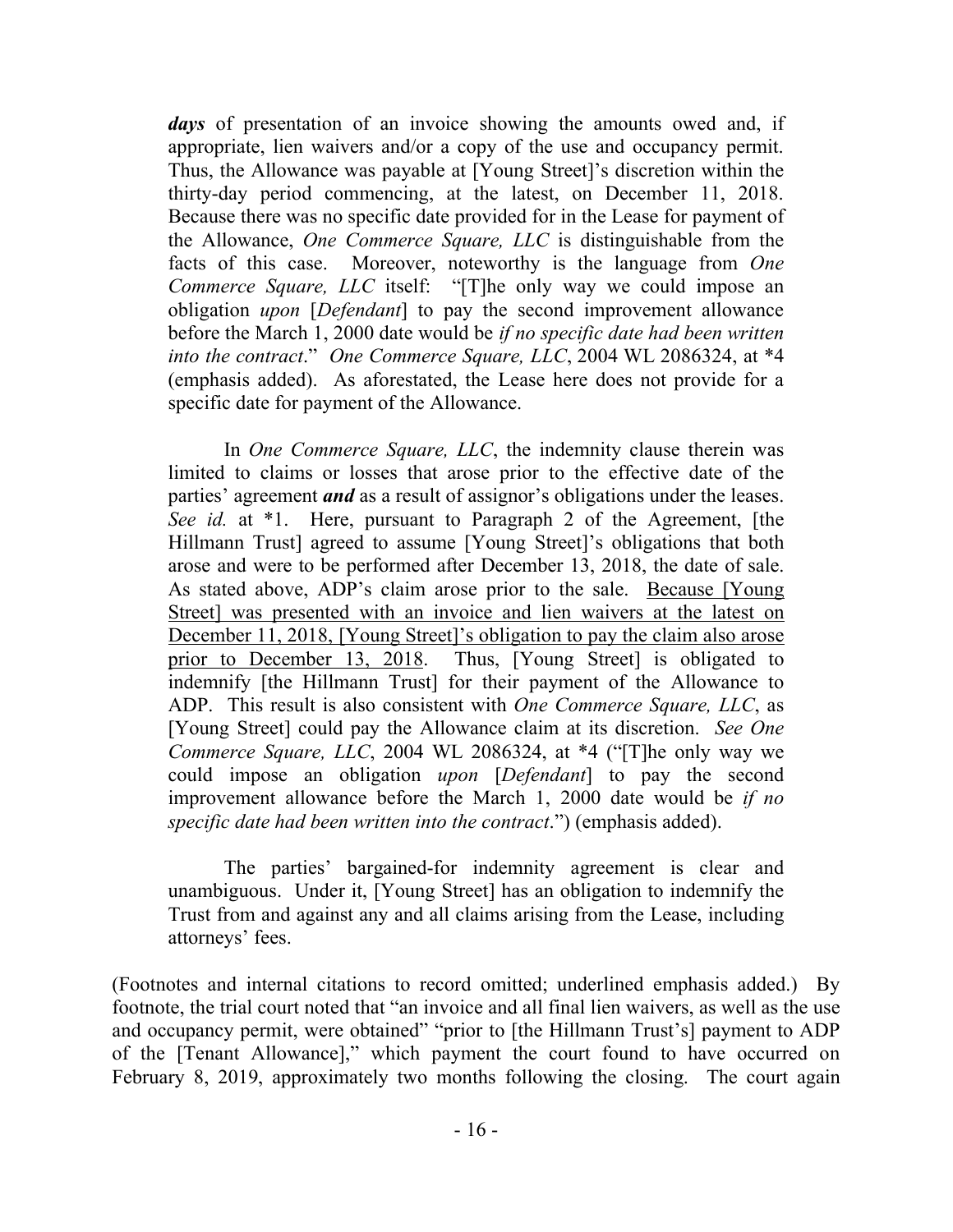***days*** of presentation of an invoice showing the amounts owed and, if appropriate, lien waivers and/or a copy of the use and occupancy permit. Thus, the Allowance was payable at [Young Street]'s discretion within the thirty-day period commencing, at the latest, on December 11, 2018. Because there was no specific date provided for in the Lease for payment of the Allowance, *One Commerce Square, LLC* is distinguishable from the facts of this case. Moreover, noteworthy is the language from *One Commerce Square, LLC* itself: "[T]he only way we could impose an obligation *upon* [*Defendant*] to pay the second improvement allowance before the March 1, 2000 date would be *if no specific date had been written into the contract*." *One Commerce Square, LLC*, 2004 WL 2086324, at \*4 (emphasis added). As aforestated, the Lease here does not provide for a specific date for payment of the Allowance.

In *One Commerce Square, LLC*, the indemnity clause therein was limited to claims or losses that arose prior to the effective date of the parties' agreement ***and*** as a result of assignor's obligations under the leases. *See id.* at \*1. Here, pursuant to Paragraph 2 of the Agreement, [the Hillmann Trust] agreed to assume [Young Street]'s obligations that both arose and were to be performed after December 13, 2018, the date of sale. As stated above, ADP's claim arose prior to the sale. <u>Because [Young Street] was presented with an invoice and lien waivers at the latest on December 11, 2018, [Young Street]'s obligation to pay the claim also arose prior to December 13, 2018</u>. Thus, [Young Street] is obligated to indemnify [the Hillmann Trust] for their payment of the Allowance to ADP. This result is also consistent with *One Commerce Square, LLC*, as [Young Street] could pay the Allowance claim at its discretion. *See One Commerce Square, LLC*, 2004 WL 2086324, at \*4 ("[T]he only way we could impose an obligation *upon* [*Defendant*] to pay the second improvement allowance before the March 1, 2000 date would be *if no specific date had been written into the contract*.") (emphasis added).

The parties' bargained-for indemnity agreement is clear and unambiguous. Under it, [Young Street] has an obligation to indemnify the Trust from and against any and all claims arising from the Lease, including attorneys' fees.

(Footnotes and internal citations to record omitted; underlined emphasis added.) By footnote, the trial court noted that "an invoice and all final lien waivers, as well as the use and occupancy permit, were obtained" "prior to [the Hillmann Trust's] payment to ADP of the [Tenant Allowance]," which payment the court found to have occurred on February 8, 2019, approximately two months following the closing. The court again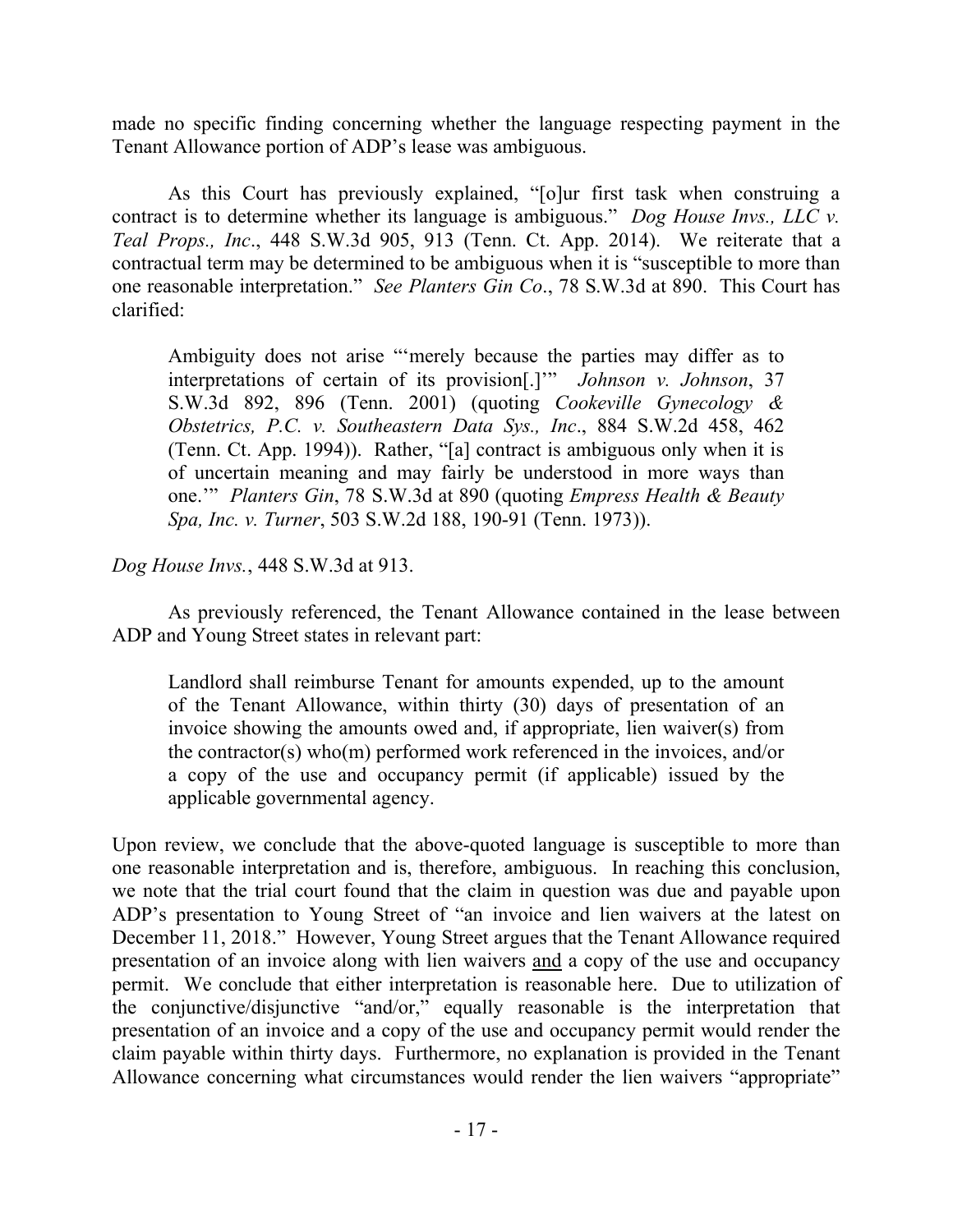made no specific finding concerning whether the language respecting payment in the Tenant Allowance portion of ADP's lease was ambiguous.

As this Court has previously explained, "[o]ur first task when construing a contract is to determine whether its language is ambiguous." *Dog House Invs., LLC v. Teal Props., Inc*., 448 S.W.3d 905, 913 (Tenn. Ct. App. 2014). We reiterate that a contractual term may be determined to be ambiguous when it is "susceptible to more than one reasonable interpretation." *See Planters Gin Co*., 78 S.W.3d at 890. This Court has clarified:

> Ambiguity does not arise "'merely because the parties may differ as to interpretations of certain of its provision[.]'" *Johnson v. Johnson*, 37 S.W.3d 892, 896 (Tenn. 2001) (quoting *Cookeville Gynecology & Obstetrics, P.C. v. Southeastern Data Sys., Inc*., 884 S.W.2d 458, 462 (Tenn. Ct. App. 1994)). Rather, "[a] contract is ambiguous only when it is of uncertain meaning and may fairly be understood in more ways than one.'" *Planters Gin*, 78 S.W.3d at 890 (quoting *Empress Health & Beauty Spa, Inc. v. Turner*, 503 S.W.2d 188, 190-91 (Tenn. 1973)).

*Dog House Invs.*, 448 S.W.3d at 913.

As previously referenced, the Tenant Allowance contained in the lease between ADP and Young Street states in relevant part:

> Landlord shall reimburse Tenant for amounts expended, up to the amount of the Tenant Allowance, within thirty (30) days of presentation of an invoice showing the amounts owed and, if appropriate, lien waiver(s) from the contractor(s) who(m) performed work referenced in the invoices, and/or a copy of the use and occupancy permit (if applicable) issued by the applicable governmental agency.

Upon review, we conclude that the above-quoted language is susceptible to more than one reasonable interpretation and is, therefore, ambiguous. In reaching this conclusion, we note that the trial court found that the claim in question was due and payable upon ADP's presentation to Young Street of "an invoice and lien waivers at the latest on December 11, 2018." However, Young Street argues that the Tenant Allowance required presentation of an invoice along with lien waivers <u>and</u> a copy of the use and occupancy permit. We conclude that either interpretation is reasonable here. Due to utilization of the conjunctive/disjunctive "and/or," equally reasonable is the interpretation that presentation of an invoice and a copy of the use and occupancy permit would render the claim payable within thirty days. Furthermore, no explanation is provided in the Tenant Allowance concerning what circumstances would render the lien waivers "appropriate"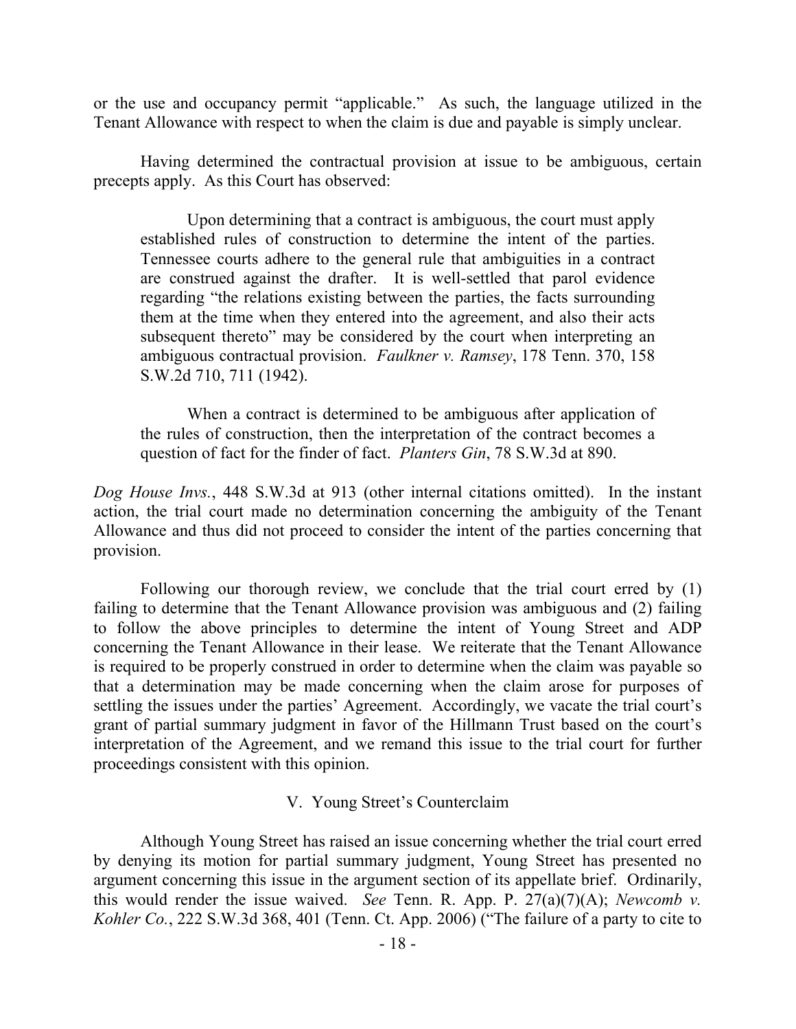or the use and occupancy permit "applicable." As such, the language utilized in the Tenant Allowance with respect to when the claim is due and payable is simply unclear.

Having determined the contractual provision at issue to be ambiguous, certain precepts apply. As this Court has observed:

> Upon determining that a contract is ambiguous, the court must apply established rules of construction to determine the intent of the parties. Tennessee courts adhere to the general rule that ambiguities in a contract are construed against the drafter. It is well-settled that parol evidence regarding "the relations existing between the parties, the facts surrounding them at the time when they entered into the agreement, and also their acts subsequent thereto" may be considered by the court when interpreting an ambiguous contractual provision. *Faulkner v. Ramsey*, 178 Tenn. 370, 158 S.W.2d 710, 711 (1942).
>
> When a contract is determined to be ambiguous after application of the rules of construction, then the interpretation of the contract becomes a question of fact for the finder of fact. *Planters Gin*, 78 S.W.3d at 890.

*Dog House Invs.*, 448 S.W.3d at 913 (other internal citations omitted). In the instant action, the trial court made no determination concerning the ambiguity of the Tenant Allowance and thus did not proceed to consider the intent of the parties concerning that provision.

Following our thorough review, we conclude that the trial court erred by (1) failing to determine that the Tenant Allowance provision was ambiguous and (2) failing to follow the above principles to determine the intent of Young Street and ADP concerning the Tenant Allowance in their lease. We reiterate that the Tenant Allowance is required to be properly construed in order to determine when the claim was payable so that a determination may be made concerning when the claim arose for purposes of settling the issues under the parties' Agreement. Accordingly, we vacate the trial court's grant of partial summary judgment in favor of the Hillmann Trust based on the court's interpretation of the Agreement, and we remand this issue to the trial court for further proceedings consistent with this opinion.

## V. Young Street's Counterclaim

Although Young Street has raised an issue concerning whether the trial court erred by denying its motion for partial summary judgment, Young Street has presented no argument concerning this issue in the argument section of its appellate brief. Ordinarily, this would render the issue waived. *See* Tenn. R. App. P. 27(a)(7)(A); *Newcomb v. Kohler Co.*, 222 S.W.3d 368, 401 (Tenn. Ct. App. 2006) ("The failure of a party to cite to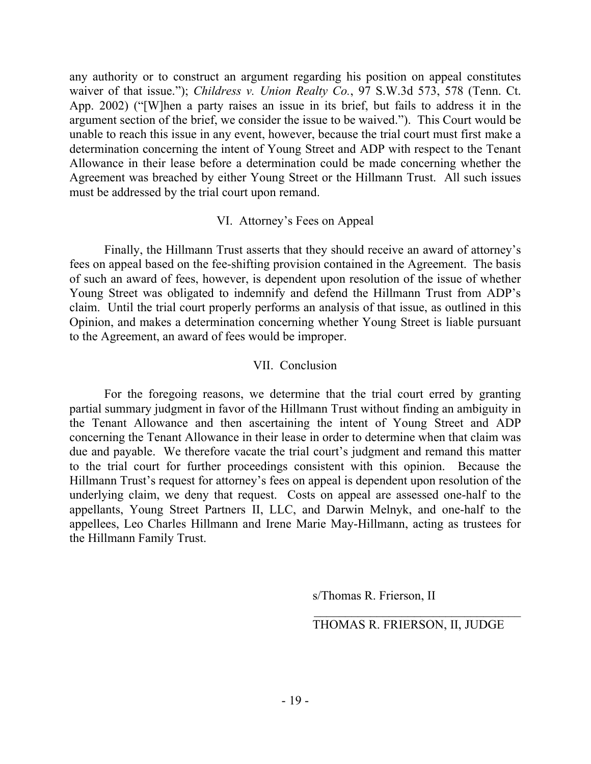any authority or to construct an argument regarding his position on appeal constitutes waiver of that issue."); *Childress v. Union Realty Co.*, 97 S.W.3d 573, 578 (Tenn. Ct. App. 2002) ("[W]hen a party raises an issue in its brief, but fails to address it in the argument section of the brief, we consider the issue to be waived."). This Court would be unable to reach this issue in any event, however, because the trial court must first make a determination concerning the intent of Young Street and ADP with respect to the Tenant Allowance in their lease before a determination could be made concerning whether the Agreement was breached by either Young Street or the Hillmann Trust. All such issues must be addressed by the trial court upon remand.

## VI. Attorney's Fees on Appeal

Finally, the Hillmann Trust asserts that they should receive an award of attorney's fees on appeal based on the fee-shifting provision contained in the Agreement. The basis of such an award of fees, however, is dependent upon resolution of the issue of whether Young Street was obligated to indemnify and defend the Hillmann Trust from ADP's claim. Until the trial court properly performs an analysis of that issue, as outlined in this Opinion, and makes a determination concerning whether Young Street is liable pursuant to the Agreement, an award of fees would be improper.

## VII. Conclusion

For the foregoing reasons, we determine that the trial court erred by granting partial summary judgment in favor of the Hillmann Trust without finding an ambiguity in the Tenant Allowance and then ascertaining the intent of Young Street and ADP concerning the Tenant Allowance in their lease in order to determine when that claim was due and payable. We therefore vacate the trial court's judgment and remand this matter to the trial court for further proceedings consistent with this opinion. Because the Hillmann Trust's request for attorney's fees on appeal is dependent upon resolution of the underlying claim, we deny that request. Costs on appeal are assessed one-half to the appellants, Young Street Partners II, LLC, and Darwin Melnyk, and one-half to the appellees, Leo Charles Hillmann and Irene Marie May-Hillmann, acting as trustees for the Hillmann Family Trust.

s/Thomas R. Frierson, II

THOMAS R. FRIERSON, II, JUDGE